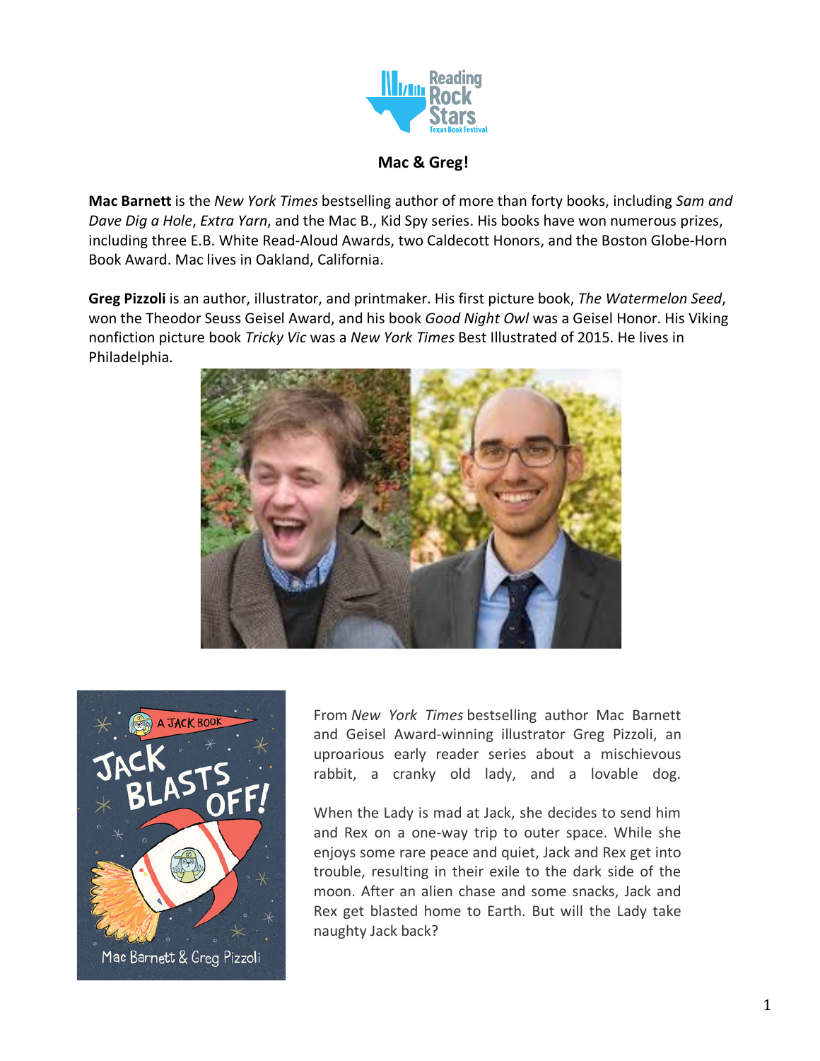## Mac & Greg!

**Mac Barnett** is the *New York Times* bestselling author of more than forty books, including *Sam and Dave Dig a Hole*, *Extra Yarn*, and the Mac B., Kid Spy series. His books have won numerous prizes, including three E.B. White Read-Aloud Awards, two Caldecott Honors, and the Boston Globe-Horn Book Award. Mac lives in Oakland, California.

**Greg Pizzoli** is an author, illustrator, and printmaker. His first picture book, *The Watermelon Seed*, won the Theodor Seuss Geisel Award, and his book *Good Night Owl* was a Geisel Honor. His Viking nonfiction picture book *Tricky Vic* was a *New York Times* Best Illustrated of 2015. He lives in Philadelphia.

From *New York Times* bestselling author Mac Barnett and Geisel Award-winning illustrator Greg Pizzoli, an uproarious early reader series about a mischievous rabbit, a cranky old lady, and a lovable dog.

When the Lady is mad at Jack, she decides to send him and Rex on a one-way trip to outer space. While she enjoys some rare peace and quiet, Jack and Rex get into trouble, resulting in their exile to the dark side of the moon. After an alien chase and some snacks, Jack and Rex get blasted home to Earth. But will the Lady take naughty Jack back?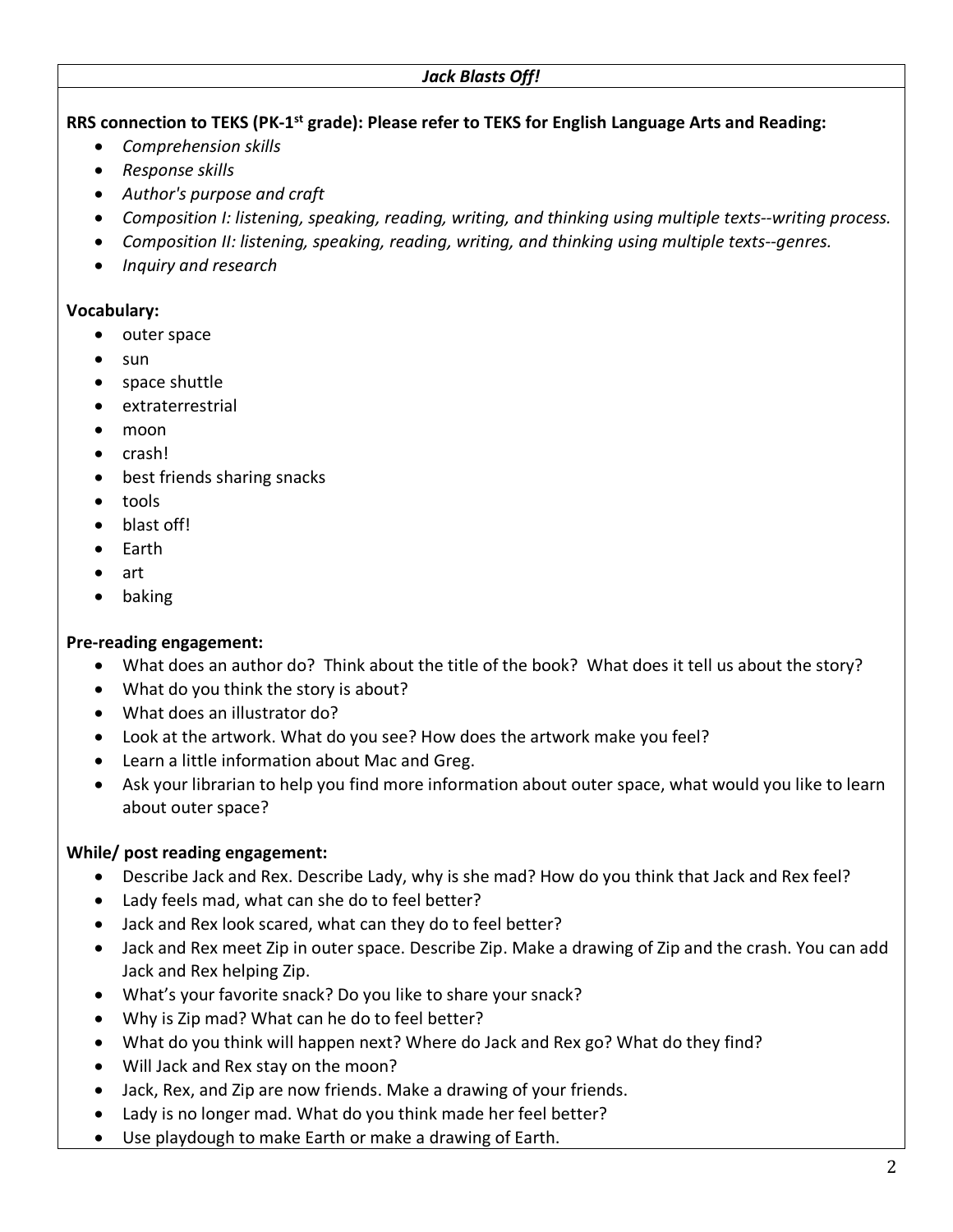***Jack Blasts Off!***

**RRS connection to TEKS (PK-1st grade): Please refer to TEKS for English Language Arts and Reading:**

- *Comprehension skills*
- *Response skills*
- *Author's purpose and craft*
- *Composition I: listening, speaking, reading, writing, and thinking using multiple texts--writing process.*
- *Composition II: listening, speaking, reading, writing, and thinking using multiple texts--genres.*
- *Inquiry and research*

**Vocabulary:**

- outer space
- sun
- space shuttle
- extraterrestrial
- moon
- crash!
- best friends sharing snacks
- tools
- blast off!
- Earth
- art
- baking

**Pre-reading engagement:**

- What does an author do? Think about the title of the book? What does it tell us about the story?
- What do you think the story is about?
- What does an illustrator do?
- Look at the artwork. What do you see? How does the artwork make you feel?
- Learn a little information about Mac and Greg.
- Ask your librarian to help you find more information about outer space, what would you like to learn about outer space?

**While/ post reading engagement:**

- Describe Jack and Rex. Describe Lady, why is she mad? How do you think that Jack and Rex feel?
- Lady feels mad, what can she do to feel better?
- Jack and Rex look scared, what can they do to feel better?
- Jack and Rex meet Zip in outer space. Describe Zip. Make a drawing of Zip and the crash. You can add Jack and Rex helping Zip.
- What's your favorite snack? Do you like to share your snack?
- Why is Zip mad? What can he do to feel better?
- What do you think will happen next? Where do Jack and Rex go? What do they find?
- Will Jack and Rex stay on the moon?
- Jack, Rex, and Zip are now friends. Make a drawing of your friends.
- Lady is no longer mad. What do you think made her feel better?
- Use playdough to make Earth or make a drawing of Earth.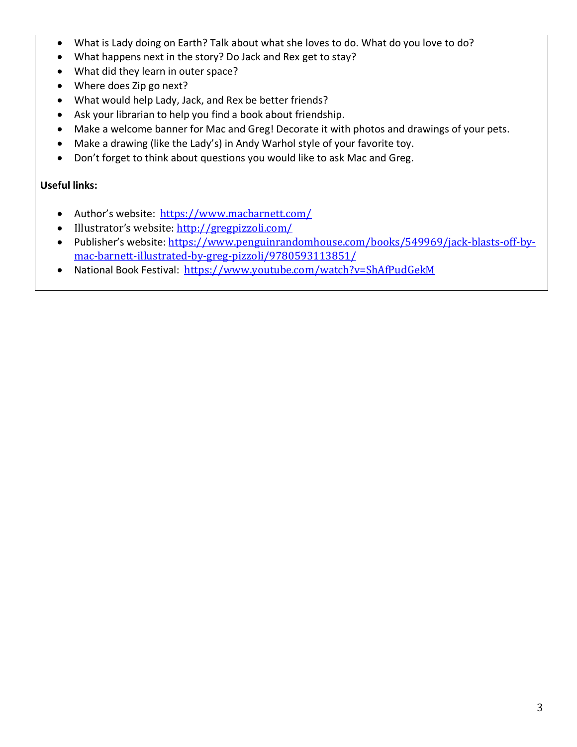- What is Lady doing on Earth? Talk about what she loves to do. What do you love to do?
- What happens next in the story? Do Jack and Rex get to stay?
- What did they learn in outer space?
- Where does Zip go next?
- What would help Lady, Jack, and Rex be better friends?
- Ask your librarian to help you find a book about friendship.
- Make a welcome banner for Mac and Greg! Decorate it with photos and drawings of your pets.
- Make a drawing (like the Lady's) in Andy Warhol style of your favorite toy.
- Don't forget to think about questions you would like to ask Mac and Greg.

**Useful links:**

- Author's website: https://www.macbarnett.com/
- Illustrator's website: http://gregpizzoli.com/
- Publisher's website: https://www.penguinrandomhouse.com/books/549969/jack-blasts-off-by-mac-barnett-illustrated-by-greg-pizzoli/9780593113851/
- National Book Festival: https://www.youtube.com/watch?v=ShAfPudGekM